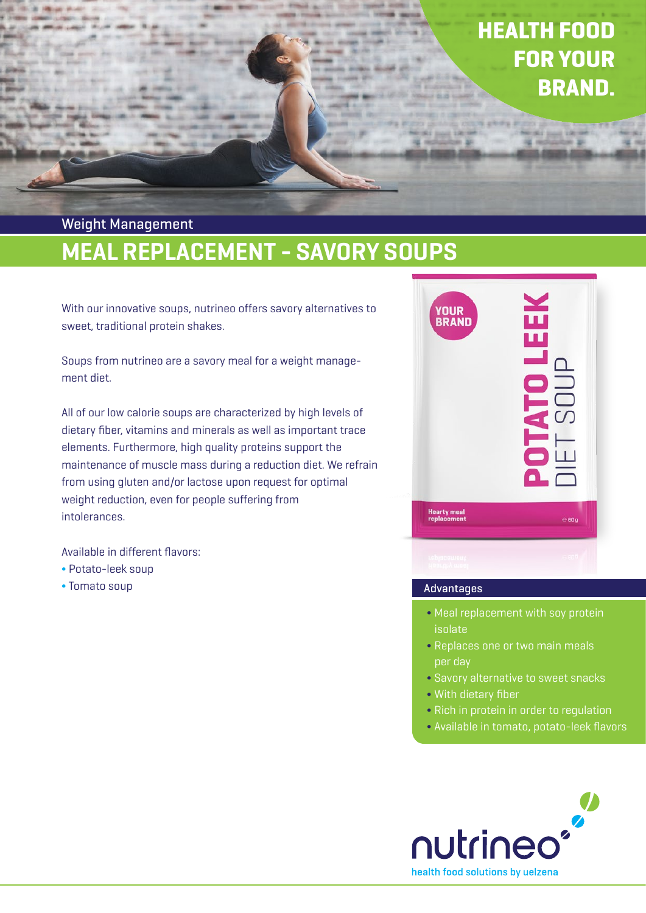HEALTH FOOD FOR YOUR BRAND.

Weight Management

# MEAL REPLACEMENT - SAVORY SOUPS

With our innovative soups, nutrineo offers savory alternatives to sweet, traditional protein shakes.

Soups from nutrineo are a savory meal for a weight management diet.

All of our low calorie soups are characterized by high levels of dietary fiber, vitamins and minerals as well as important trace elements. Furthermore, high quality proteins support the maintenance of muscle mass during a reduction diet. We refrain from using gluten and/or lactose upon request for optimal weight reduction, even for people suffering from intolerances.

Available in different flavors:

- Potato-leek soup
- Tomato soup

YOUR BRAND

POTATO LEEK DIET SOUP

Hearty meal replacement

℮ 60g

## Advantages

- Meal replacement with soy protein isolate
- Replaces one or two main meals per day
- Savory alternative to sweet snacks
- With dietary fiber
- Rich in protein in order to regulation
- Available in tomato, potato-leek flavors

nutrineo

health food solutions by uelzena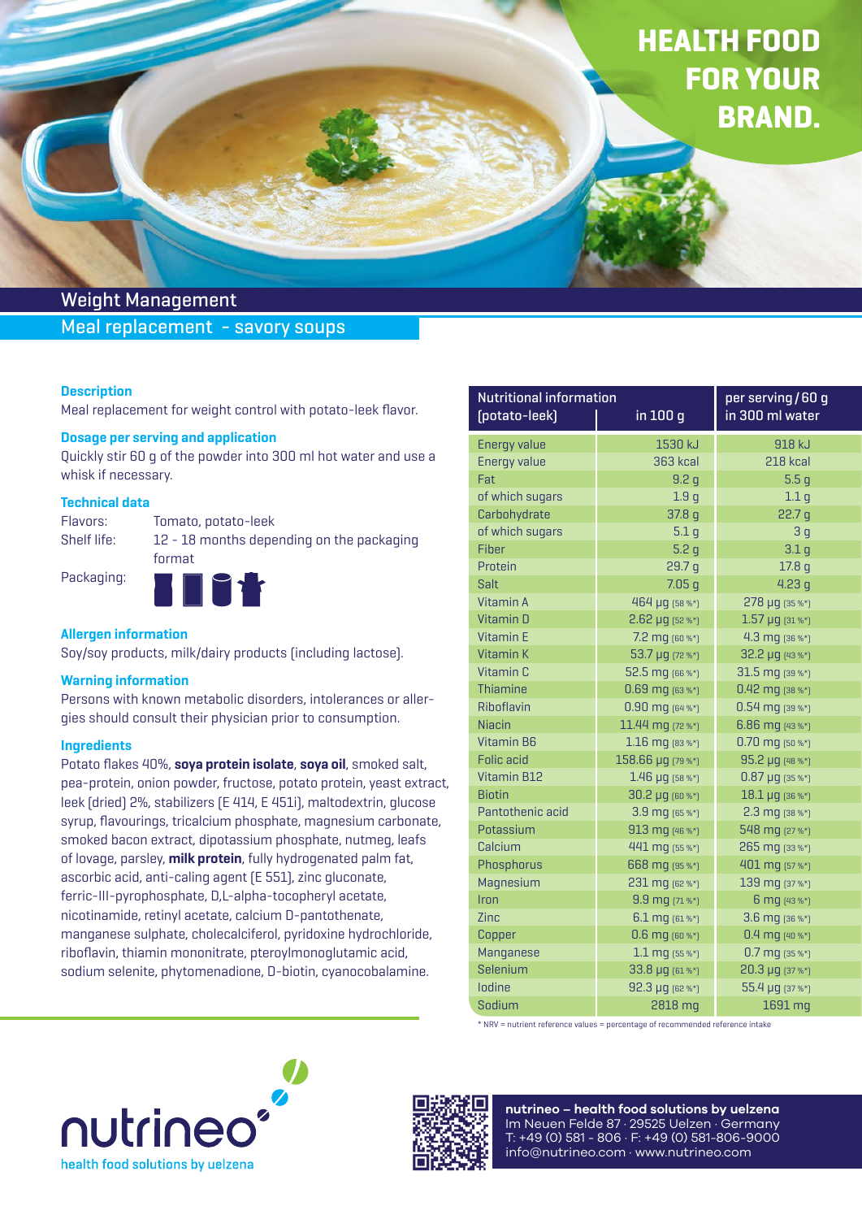# HEALTH FOOD FOR YOUR BRAND.

## Weight Management

## Meal replacement - savory soups

### Description

Meal replacement for weight control with potato-leek flavor.

### Dosage per serving and application

Quickly stir 60 g of the powder into 300 ml hot water and use a whisk if necessary.

### Technical data

Flavors: Tomato, potato-leek

Shelf life: 12 - 18 months depending on the packaging format

Packaging:

### Allergen information

Soy/soy products, milk/dairy products (including lactose).

### Warning information

Persons with known metabolic disorders, intolerances or allergies should consult their physician prior to consumption.

### Ingredients

Potato flakes 40%, **soya protein isolate**, **soya oil**, smoked salt, pea-protein, onion powder, fructose, potato protein, yeast extract, leek (dried) 2%, stabilizers (E 414, E 451i), maltodextrin, glucose syrup, flavourings, tricalcium phosphate, magnesium carbonate, smoked bacon extract, dipotassium phosphate, nutmeg, leafs of lovage, parsley, **milk protein**, fully hydrogenated palm fat, ascorbic acid, anti-caling agent (E 551), zinc gluconate, ferric-III-pyrophosphate, D,L-alpha-tocopheryl acetate, nicotinamide, retinyl acetate, calcium D-pantothenate, manganese sulphate, cholecalciferol, pyridoxine hydrochloride, riboflavin, thiamin mononitrate, pteroylmonoglutamic acid, sodium selenite, phytomenadione, D-biotin, cyanocobalamine.

| Nutritional information (potato-leek) | in 100 g | per serving / 60 g in 300 ml water |
|---|---|---|
| Energy value | 1530 kJ | 918 kJ |
| Energy value | 363 kcal | 218 kcal |
| Fat | 9.2 g | 5.5 g |
| of which sugars | 1.9 g | 1.1 g |
| Carbohydrate | 37.8 g | 22.7 g |
| of which sugars | 5.1 g | 3 g |
| Fiber | 5.2 g | 3.1 g |
| Protein | 29.7 g | 17.8 g |
| Salt | 7.05 g | 4.23 g |
| Vitamin A | 464 µg (58 %*) | 278 µg (35 %*) |
| Vitamin D | 2.62 µg (52 %*) | 1.57 µg (31 %*) |
| Vitamin E | 7.2 mg (60 %*) | 4.3 mg (36 %*) |
| Vitamin K | 53.7 µg (72 %*) | 32.2 µg (43 %*) |
| Vitamin C | 52.5 mg (66 %*) | 31.5 mg (39 %*) |
| Thiamine | 0.69 mg (63 %*) | 0.42 mg (38 %*) |
| Riboflavin | 0.90 mg (64 %*) | 0.54 mg (39 %*) |
| Niacin | 11.44 mg (72 %*) | 6.86 mg (43 %*) |
| Vitamin B6 | 1.16 mg (83 %*) | 0.70 mg (50 %*) |
| Folic acid | 158.66 µg (79 %*) | 95.2 µg (48 %*) |
| Vitamin B12 | 1.46 µg (58 %*) | 0.87 µg (35 %*) |
| Biotin | 30.2 µg (60 %*) | 18.1 µg (36 %*) |
| Pantothenic acid | 3.9 mg (65 %*) | 2.3 mg (38 %*) |
| Potassium | 913 mg (46 %*) | 548 mg (27 %*) |
| Calcium | 441 mg (55 %*) | 265 mg (33 %*) |
| Phosphorus | 668 mg (95 %*) | 401 mg (57 %*) |
| Magnesium | 231 mg (62 %*) | 139 mg (37 %*) |
| Iron | 9.9 mg (71 %*) | 6 mg (43 %*) |
| Zinc | 6.1 mg (61 %*) | 3.6 mg (36 %*) |
| Copper | 0.6 mg (60 %*) | 0.4 mg (40 %*) |
| Manganese | 1.1 mg (55 %*) | 0.7 mg (35 %*) |
| Selenium | 33.8 µg (61 %*) | 20.3 µg (37 %*) |
| Iodine | 92.3 µg (62 %*) | 55.4 µg (37 %*) |
| Sodium | 2818 mg | 1691 mg |

\* NRV = nutrient reference values = percentage of recommended reference intake

nutrineo
health food solutions by uelzena

**nutrineo – health food solutions by uelzena**
Im Neuen Felde 87 · 29525 Uelzen · Germany
T: +49 (0) 581 - 806 · F: +49 (0) 581-806-9000
info@nutrineo.com · www.nutrineo.com